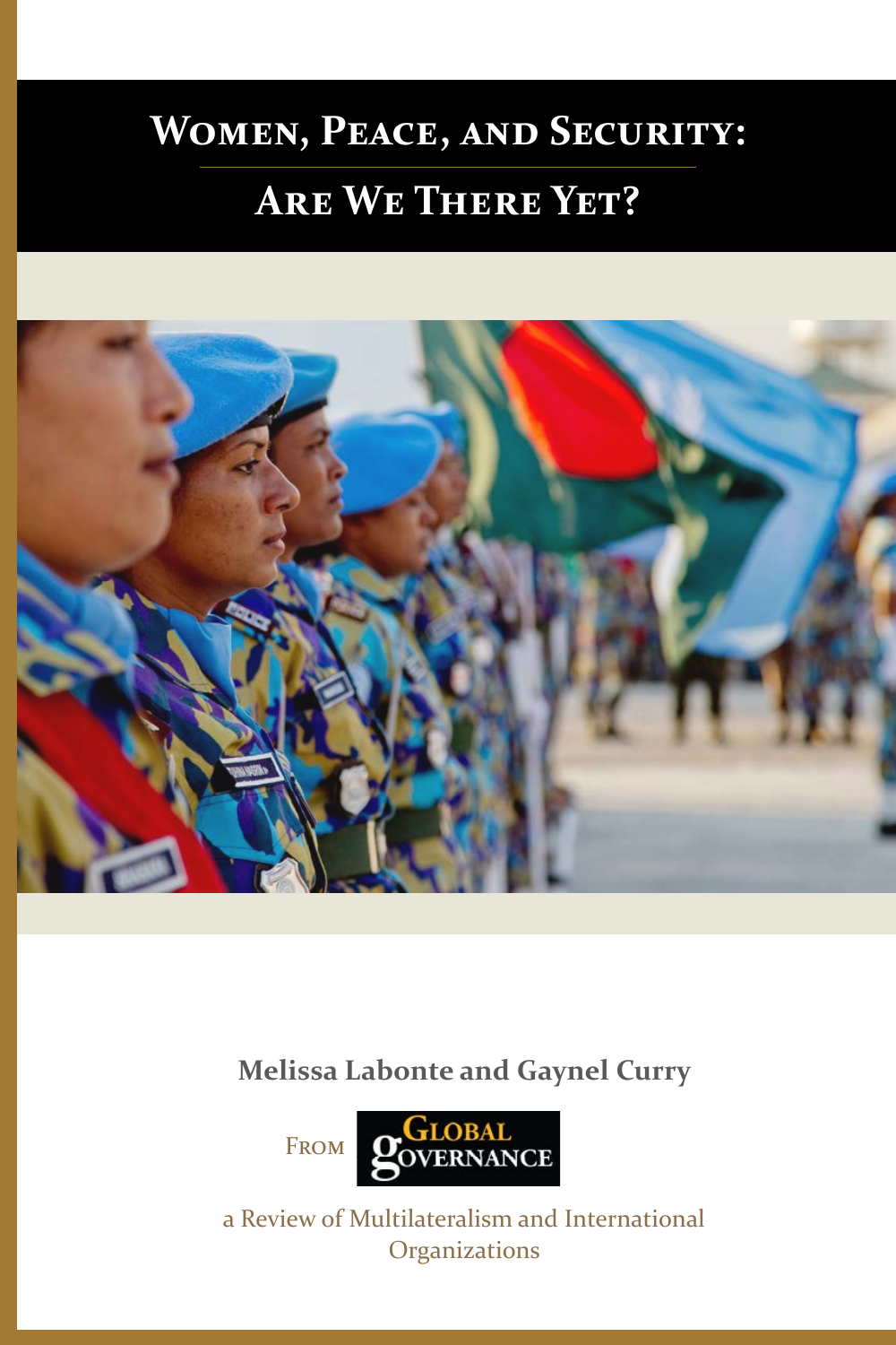# Women, Peace, and Security: Are We There Yet?

**Melissa Labonte and Gaynel Curry**

From Global Governance

a Review of Multilateralism and International Organizations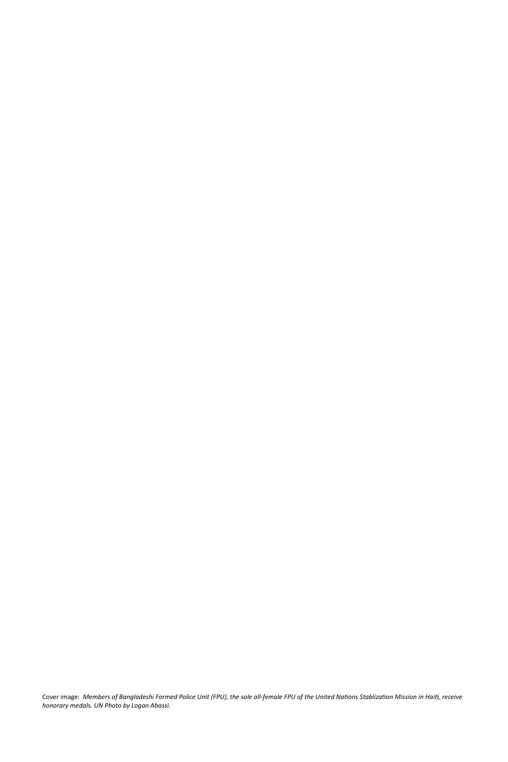Cover image: *Members of Bangladeshi Formed Police Unit (FPU), the sole all-female FPU of the United Nations Stablization Mission in Haiti, receive honorary medals. UN Photo by Logan Abassi.*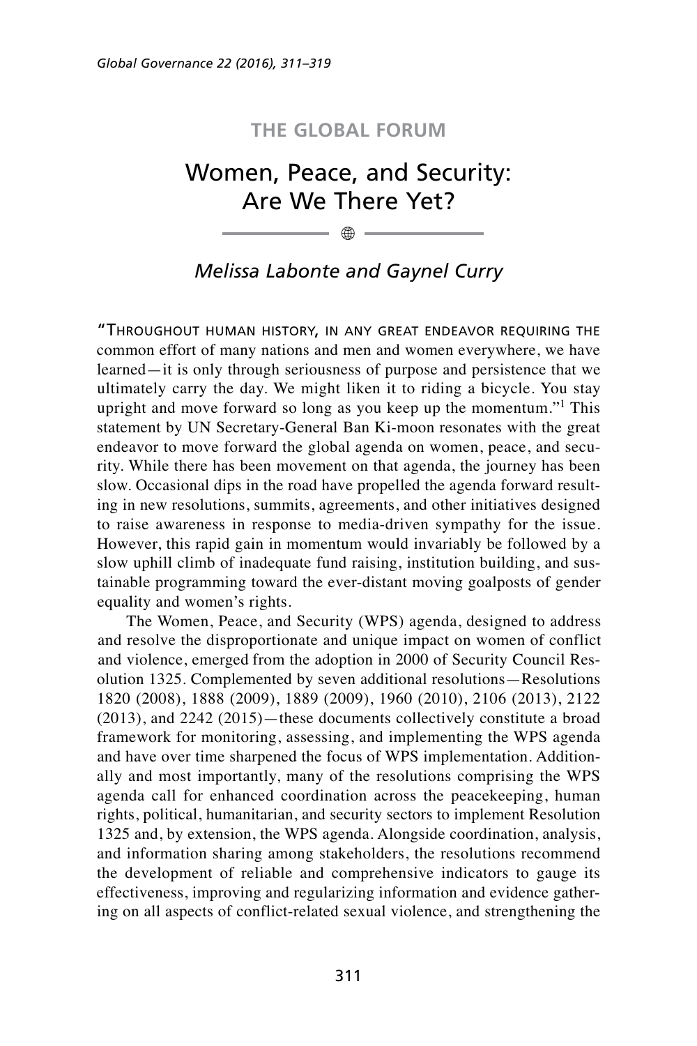THE GLOBAL FORUM

# Women, Peace, and Security: Are We There Yet?

*Melissa Labonte and Gaynel Curry*

"Throughout human history, in any great endeavor requiring the common effort of many nations and men and women everywhere, we have learned—it is only through seriousness of purpose and persistence that we ultimately carry the day. We might liken it to riding a bicycle. You stay upright and move forward so long as you keep up the momentum."[1] This statement by UN Secretary-General Ban Ki-moon resonates with the great endeavor to move forward the global agenda on women, peace, and security. While there has been movement on that agenda, the journey has been slow. Occasional dips in the road have propelled the agenda forward resulting in new resolutions, summits, agreements, and other initiatives designed to raise awareness in response to media-driven sympathy for the issue. However, this rapid gain in momentum would invariably be followed by a slow uphill climb of inadequate fund raising, institution building, and sustainable programming toward the ever-distant moving goalposts of gender equality and women's rights.

The Women, Peace, and Security (WPS) agenda, designed to address and resolve the disproportionate and unique impact on women of conflict and violence, emerged from the adoption in 2000 of Security Council Resolution 1325. Complemented by seven additional resolutions—Resolutions 1820 (2008), 1888 (2009), 1889 (2009), 1960 (2010), 2106 (2013), 2122 (2013), and 2242 (2015)—these documents collectively constitute a broad framework for monitoring, assessing, and implementing the WPS agenda and have over time sharpened the focus of WPS implementation. Additionally and most importantly, many of the resolutions comprising the WPS agenda call for enhanced coordination across the peacekeeping, human rights, political, humanitarian, and security sectors to implement Resolution 1325 and, by extension, the WPS agenda. Alongside coordination, analysis, and information sharing among stakeholders, the resolutions recommend the development of reliable and comprehensive indicators to gauge its effectiveness, improving and regularizing information and evidence gathering on all aspects of conflict-related sexual violence, and strengthening the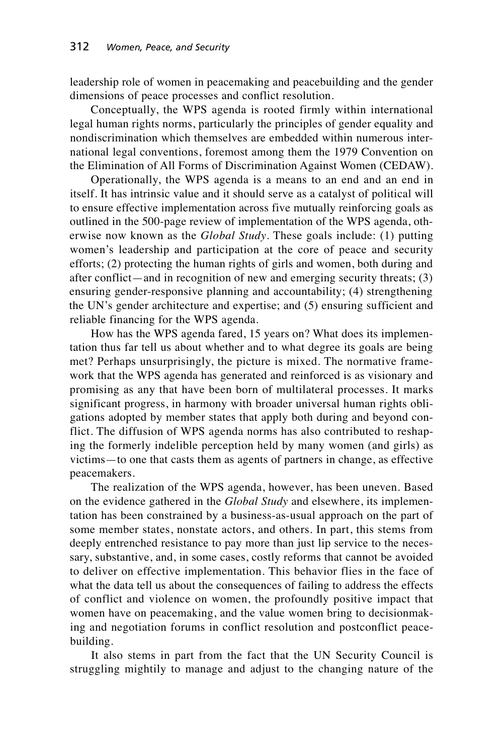leadership role of women in peacemaking and peacebuilding and the gender dimensions of peace processes and conflict resolution.

Conceptually, the WPS agenda is rooted firmly within international legal human rights norms, particularly the principles of gender equality and nondiscrimination which themselves are embedded within numerous international legal conventions, foremost among them the 1979 Convention on the Elimination of All Forms of Discrimination Against Women (CEDAW).

Operationally, the WPS agenda is a means to an end and an end in itself. It has intrinsic value and it should serve as a catalyst of political will to ensure effective implementation across five mutually reinforcing goals as outlined in the 500-page review of implementation of the WPS agenda, otherwise now known as the *Global Study*. These goals include: (1) putting women's leadership and participation at the core of peace and security efforts; (2) protecting the human rights of girls and women, both during and after conflict—and in recognition of new and emerging security threats; (3) ensuring gender-responsive planning and accountability; (4) strengthening the UN's gender architecture and expertise; and (5) ensuring sufficient and reliable financing for the WPS agenda.

How has the WPS agenda fared, 15 years on? What does its implementation thus far tell us about whether and to what degree its goals are being met? Perhaps unsurprisingly, the picture is mixed. The normative framework that the WPS agenda has generated and reinforced is as visionary and promising as any that have been born of multilateral processes. It marks significant progress, in harmony with broader universal human rights obligations adopted by member states that apply both during and beyond conflict. The diffusion of WPS agenda norms has also contributed to reshaping the formerly indelible perception held by many women (and girls) as victims—to one that casts them as agents of partners in change, as effective peacemakers.

The realization of the WPS agenda, however, has been uneven. Based on the evidence gathered in the *Global Study* and elsewhere, its implementation has been constrained by a business-as-usual approach on the part of some member states, nonstate actors, and others. In part, this stems from deeply entrenched resistance to pay more than just lip service to the necessary, substantive, and, in some cases, costly reforms that cannot be avoided to deliver on effective implementation. This behavior flies in the face of what the data tell us about the consequences of failing to address the effects of conflict and violence on women, the profoundly positive impact that women have on peacemaking, and the value women bring to decisionmaking and negotiation forums in conflict resolution and postconflict peacebuilding.

It also stems in part from the fact that the UN Security Council is struggling mightily to manage and adjust to the changing nature of the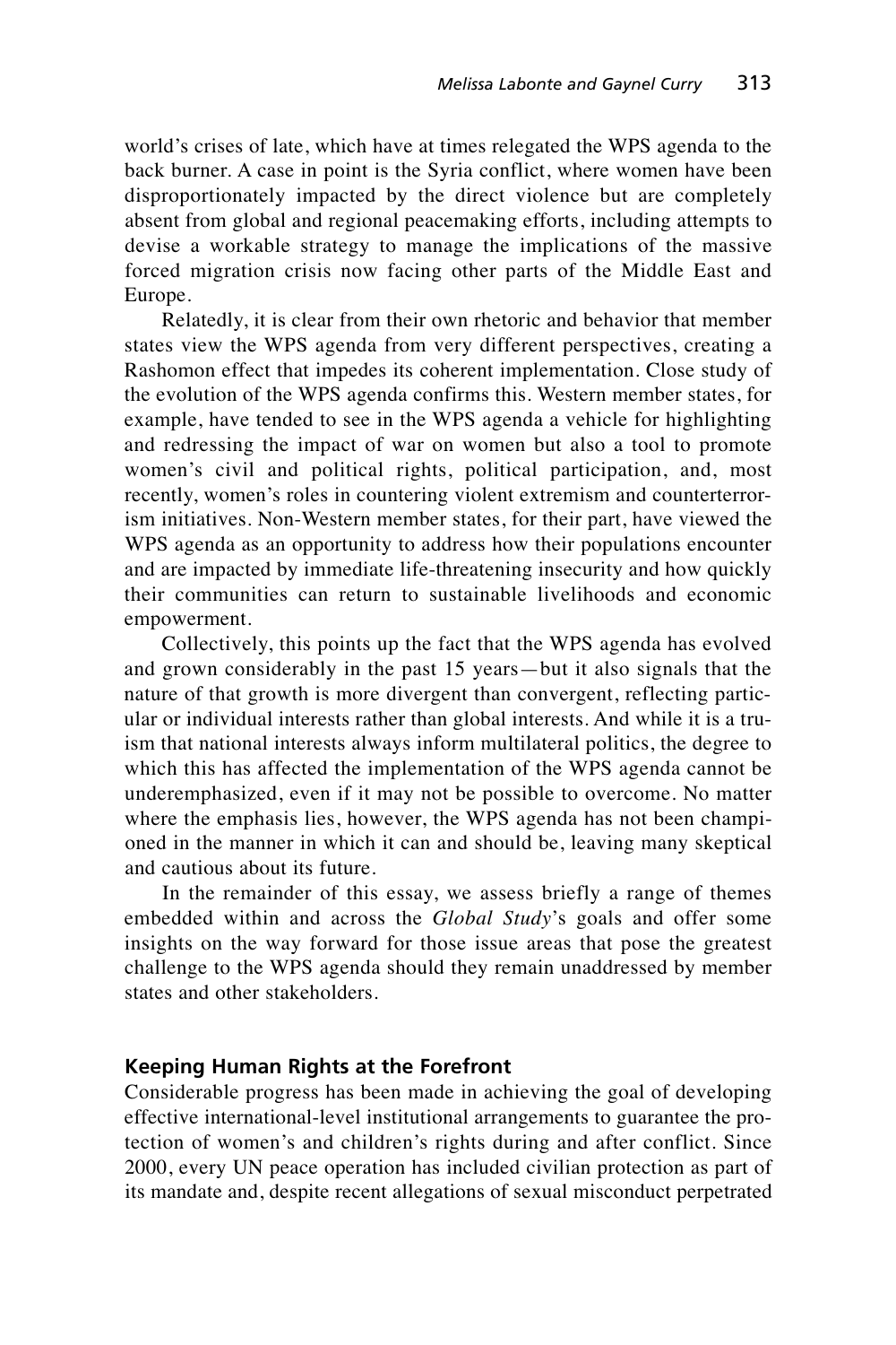world's crises of late, which have at times relegated the WPS agenda to the back burner. A case in point is the Syria conflict, where women have been disproportionately impacted by the direct violence but are completely absent from global and regional peacemaking efforts, including attempts to devise a workable strategy to manage the implications of the massive forced migration crisis now facing other parts of the Middle East and Europe.

Relatedly, it is clear from their own rhetoric and behavior that member states view the WPS agenda from very different perspectives, creating a Rashomon effect that impedes its coherent implementation. Close study of the evolution of the WPS agenda confirms this. Western member states, for example, have tended to see in the WPS agenda a vehicle for highlighting and redressing the impact of war on women but also a tool to promote women's civil and political rights, political participation, and, most recently, women's roles in countering violent extremism and counterterrorism initiatives. Non-Western member states, for their part, have viewed the WPS agenda as an opportunity to address how their populations encounter and are impacted by immediate life-threatening insecurity and how quickly their communities can return to sustainable livelihoods and economic empowerment.

Collectively, this points up the fact that the WPS agenda has evolved and grown considerably in the past 15 years—but it also signals that the nature of that growth is more divergent than convergent, reflecting particular or individual interests rather than global interests. And while it is a truism that national interests always inform multilateral politics, the degree to which this has affected the implementation of the WPS agenda cannot be underemphasized, even if it may not be possible to overcome. No matter where the emphasis lies, however, the WPS agenda has not been championed in the manner in which it can and should be, leaving many skeptical and cautious about its future.

In the remainder of this essay, we assess briefly a range of themes embedded within and across the *Global Study*'s goals and offer some insights on the way forward for those issue areas that pose the greatest challenge to the WPS agenda should they remain unaddressed by member states and other stakeholders.

## Keeping Human Rights at the Forefront

Considerable progress has been made in achieving the goal of developing effective international-level institutional arrangements to guarantee the protection of women's and children's rights during and after conflict. Since 2000, every UN peace operation has included civilian protection as part of its mandate and, despite recent allegations of sexual misconduct perpetrated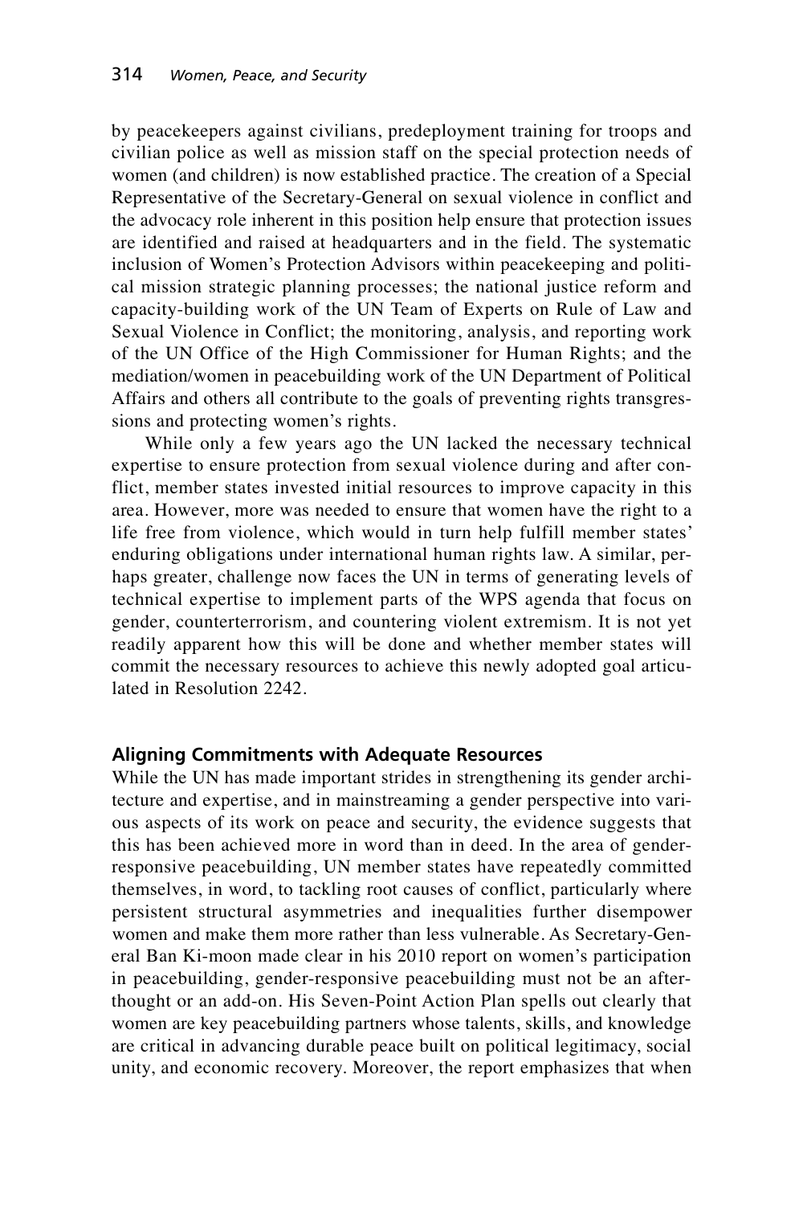by peacekeepers against civilians, predeployment training for troops and civilian police as well as mission staff on the special protection needs of women (and children) is now established practice. The creation of a Special Representative of the Secretary-General on sexual violence in conflict and the advocacy role inherent in this position help ensure that protection issues are identified and raised at headquarters and in the field. The systematic inclusion of Women's Protection Advisors within peacekeeping and political mission strategic planning processes; the national justice reform and capacity-building work of the UN Team of Experts on Rule of Law and Sexual Violence in Conflict; the monitoring, analysis, and reporting work of the UN Office of the High Commissioner for Human Rights; and the mediation/women in peacebuilding work of the UN Department of Political Affairs and others all contribute to the goals of preventing rights transgressions and protecting women's rights.

While only a few years ago the UN lacked the necessary technical expertise to ensure protection from sexual violence during and after conflict, member states invested initial resources to improve capacity in this area. However, more was needed to ensure that women have the right to a life free from violence, which would in turn help fulfill member states' enduring obligations under international human rights law. A similar, perhaps greater, challenge now faces the UN in terms of generating levels of technical expertise to implement parts of the WPS agenda that focus on gender, counterterrorism, and countering violent extremism. It is not yet readily apparent how this will be done and whether member states will commit the necessary resources to achieve this newly adopted goal articulated in Resolution 2242.

### Aligning Commitments with Adequate Resources

While the UN has made important strides in strengthening its gender architecture and expertise, and in mainstreaming a gender perspective into various aspects of its work on peace and security, the evidence suggests that this has been achieved more in word than in deed. In the area of gender-responsive peacebuilding, UN member states have repeatedly committed themselves, in word, to tackling root causes of conflict, particularly where persistent structural asymmetries and inequalities further disempower women and make them more rather than less vulnerable. As Secretary-General Ban Ki-moon made clear in his 2010 report on women's participation in peacebuilding, gender-responsive peacebuilding must not be an afterthought or an add-on. His Seven-Point Action Plan spells out clearly that women are key peacebuilding partners whose talents, skills, and knowledge are critical in advancing durable peace built on political legitimacy, social unity, and economic recovery. Moreover, the report emphasizes that when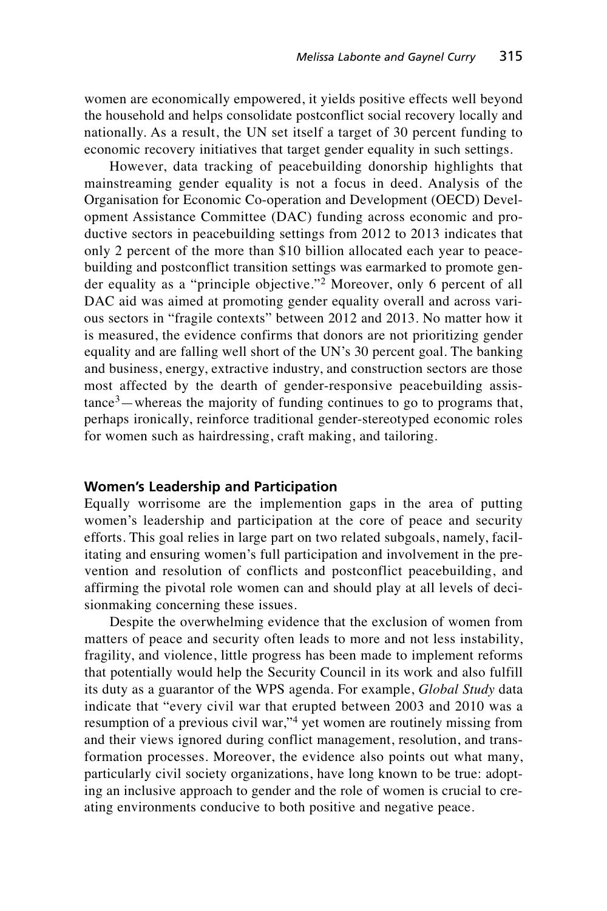women are economically empowered, it yields positive effects well beyond the household and helps consolidate postconflict social recovery locally and nationally. As a result, the UN set itself a target of 30 percent funding to economic recovery initiatives that target gender equality in such settings.

However, data tracking of peacebuilding donorship highlights that mainstreaming gender equality is not a focus in deed. Analysis of the Organisation for Economic Co-operation and Development (OECD) Development Assistance Committee (DAC) funding across economic and productive sectors in peacebuilding settings from 2012 to 2013 indicates that only 2 percent of the more than $10 billion allocated each year to peacebuilding and postconflict transition settings was earmarked to promote gender equality as a "principle objective."[2] Moreover, only 6 percent of all DAC aid was aimed at promoting gender equality overall and across various sectors in "fragile contexts" between 2012 and 2013. No matter how it is measured, the evidence confirms that donors are not prioritizing gender equality and are falling well short of the UN's 30 percent goal. The banking and business, energy, extractive industry, and construction sectors are those most affected by the dearth of gender-responsive peacebuilding assistance[3]—whereas the majority of funding continues to go to programs that, perhaps ironically, reinforce traditional gender-stereotyped economic roles for women such as hairdressing, craft making, and tailoring.

### Women's Leadership and Participation

Equally worrisome are the implemention gaps in the area of putting women's leadership and participation at the core of peace and security efforts. This goal relies in large part on two related subgoals, namely, facilitating and ensuring women's full participation and involvement in the prevention and resolution of conflicts and postconflict peacebuilding, and affirming the pivotal role women can and should play at all levels of decisionmaking concerning these issues.

Despite the overwhelming evidence that the exclusion of women from matters of peace and security often leads to more and not less instability, fragility, and violence, little progress has been made to implement reforms that potentially would help the Security Council in its work and also fulfill its duty as a guarantor of the WPS agenda. For example, *Global Study* data indicate that "every civil war that erupted between 2003 and 2010 was a resumption of a previous civil war,"[4] yet women are routinely missing from and their views ignored during conflict management, resolution, and transformation processes. Moreover, the evidence also points out what many, particularly civil society organizations, have long known to be true: adopting an inclusive approach to gender and the role of women is crucial to creating environments conducive to both positive and negative peace.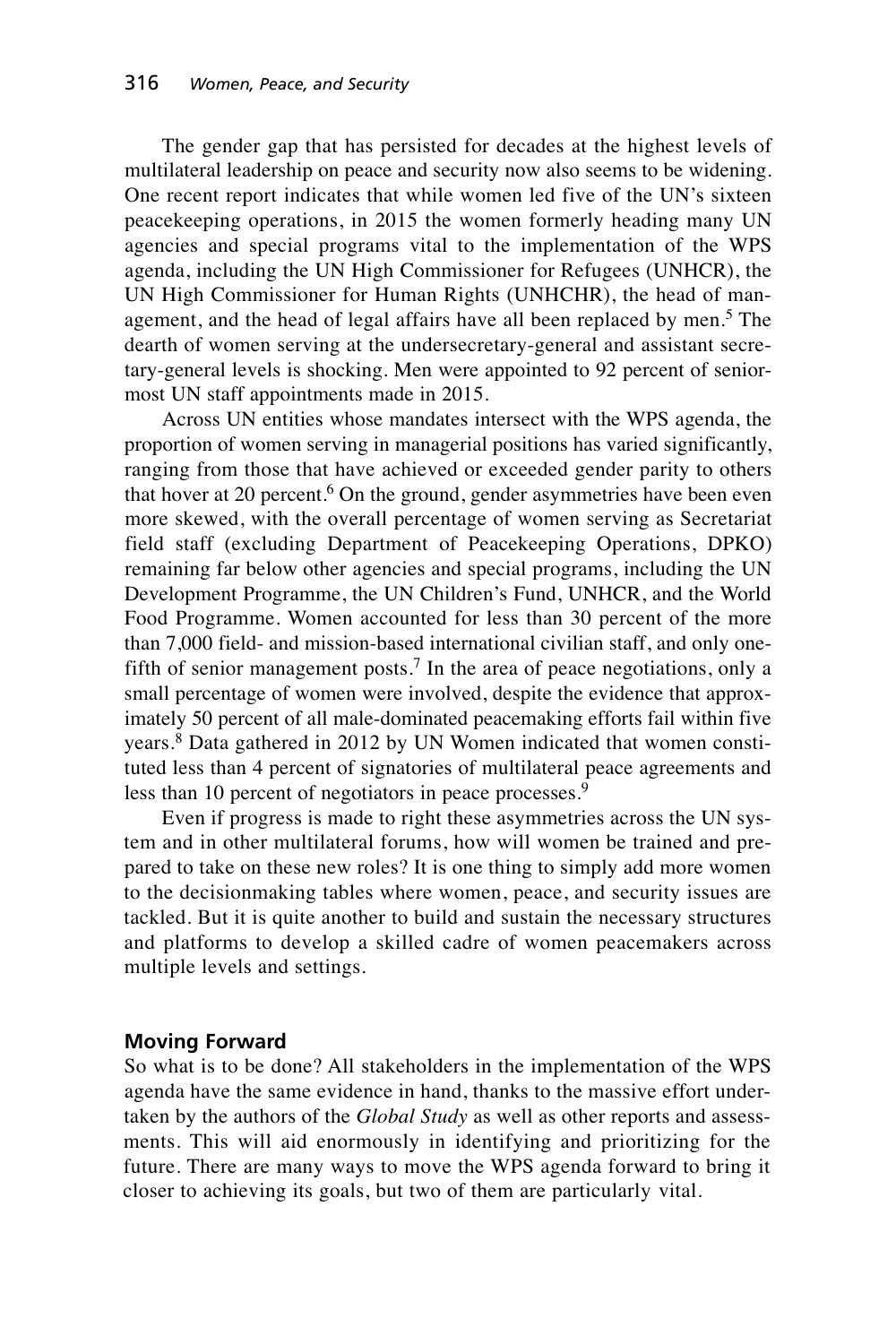The gender gap that has persisted for decades at the highest levels of multilateral leadership on peace and security now also seems to be widening. One recent report indicates that while women led five of the UN's sixteen peacekeeping operations, in 2015 the women formerly heading many UN agencies and special programs vital to the implementation of the WPS agenda, including the UN High Commissioner for Refugees (UNHCR), the UN High Commissioner for Human Rights (UNHCHR), the head of management, and the head of legal affairs have all been replaced by men.[5] The dearth of women serving at the undersecretary-general and assistant secretary-general levels is shocking. Men were appointed to 92 percent of seniormost UN staff appointments made in 2015.

Across UN entities whose mandates intersect with the WPS agenda, the proportion of women serving in managerial positions has varied significantly, ranging from those that have achieved or exceeded gender parity to others that hover at 20 percent.[6] On the ground, gender asymmetries have been even more skewed, with the overall percentage of women serving as Secretariat field staff (excluding Department of Peacekeeping Operations, DPKO) remaining far below other agencies and special programs, including the UN Development Programme, the UN Children's Fund, UNHCR, and the World Food Programme. Women accounted for less than 30 percent of the more than 7,000 field- and mission-based international civilian staff, and only one-fifth of senior management posts.[7] In the area of peace negotiations, only a small percentage of women were involved, despite the evidence that approximately 50 percent of all male-dominated peacemaking efforts fail within five years.[8] Data gathered in 2012 by UN Women indicated that women constituted less than 4 percent of signatories of multilateral peace agreements and less than 10 percent of negotiators in peace processes.[9]

Even if progress is made to right these asymmetries across the UN system and in other multilateral forums, how will women be trained and prepared to take on these new roles? It is one thing to simply add more women to the decisionmaking tables where women, peace, and security issues are tackled. But it is quite another to build and sustain the necessary structures and platforms to develop a skilled cadre of women peacemakers across multiple levels and settings.

## Moving Forward

So what is to be done? All stakeholders in the implementation of the WPS agenda have the same evidence in hand, thanks to the massive effort undertaken by the authors of the *Global Study* as well as other reports and assessments. This will aid enormously in identifying and prioritizing for the future. There are many ways to move the WPS agenda forward to bring it closer to achieving its goals, but two of them are particularly vital.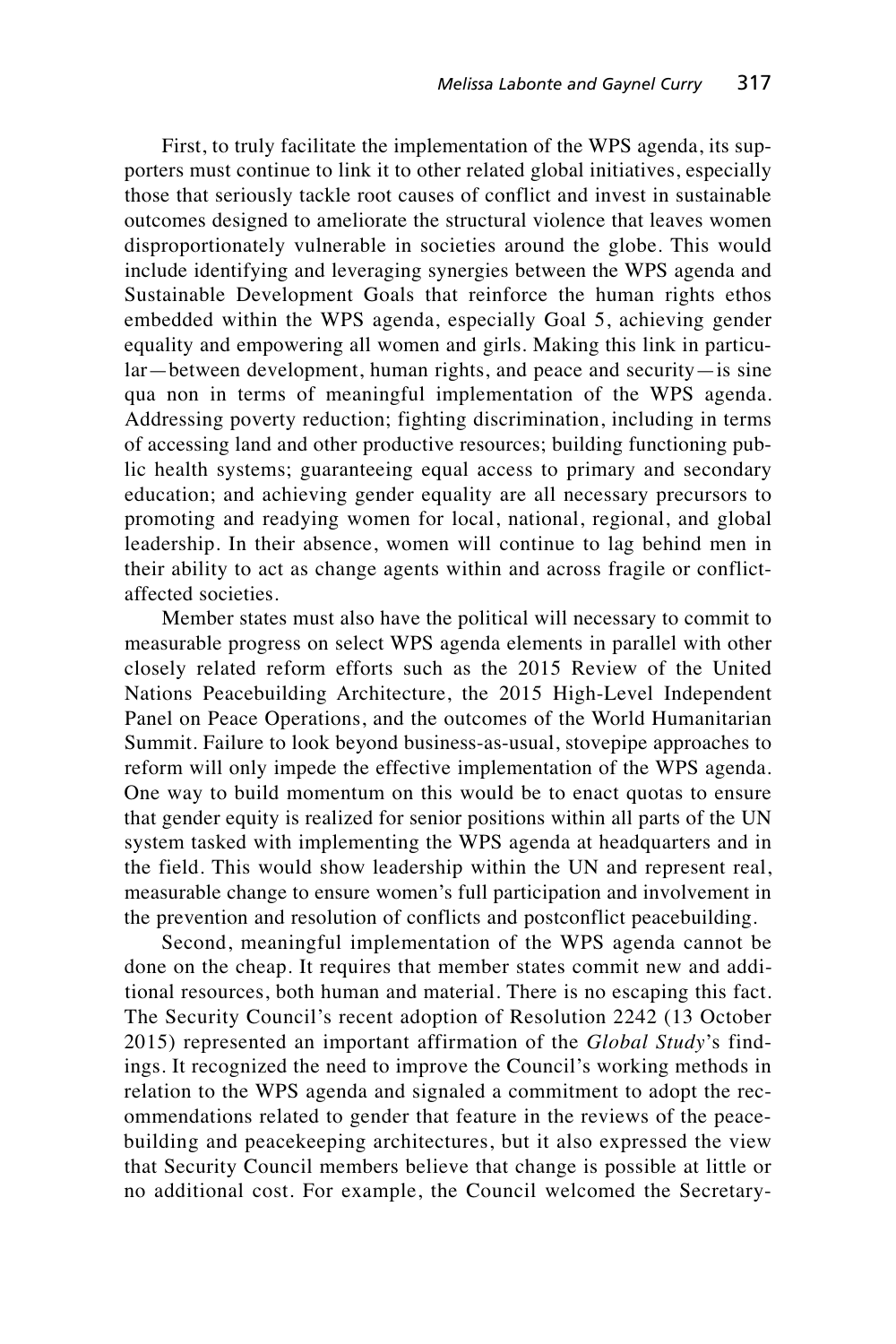First, to truly facilitate the implementation of the WPS agenda, its supporters must continue to link it to other related global initiatives, especially those that seriously tackle root causes of conflict and invest in sustainable outcomes designed to ameliorate the structural violence that leaves women disproportionately vulnerable in societies around the globe. This would include identifying and leveraging synergies between the WPS agenda and Sustainable Development Goals that reinforce the human rights ethos embedded within the WPS agenda, especially Goal 5, achieving gender equality and empowering all women and girls. Making this link in particular—between development, human rights, and peace and security—is sine qua non in terms of meaningful implementation of the WPS agenda. Addressing poverty reduction; fighting discrimination, including in terms of accessing land and other productive resources; building functioning public health systems; guaranteeing equal access to primary and secondary education; and achieving gender equality are all necessary precursors to promoting and readying women for local, national, regional, and global leadership. In their absence, women will continue to lag behind men in their ability to act as change agents within and across fragile or conflict-affected societies.

Member states must also have the political will necessary to commit to measurable progress on select WPS agenda elements in parallel with other closely related reform efforts such as the 2015 Review of the United Nations Peacebuilding Architecture, the 2015 High-Level Independent Panel on Peace Operations, and the outcomes of the World Humanitarian Summit. Failure to look beyond business-as-usual, stovepipe approaches to reform will only impede the effective implementation of the WPS agenda. One way to build momentum on this would be to enact quotas to ensure that gender equity is realized for senior positions within all parts of the UN system tasked with implementing the WPS agenda at headquarters and in the field. This would show leadership within the UN and represent real, measurable change to ensure women's full participation and involvement in the prevention and resolution of conflicts and postconflict peacebuilding.

Second, meaningful implementation of the WPS agenda cannot be done on the cheap. It requires that member states commit new and additional resources, both human and material. There is no escaping this fact. The Security Council's recent adoption of Resolution 2242 (13 October 2015) represented an important affirmation of the *Global Study*'s findings. It recognized the need to improve the Council's working methods in relation to the WPS agenda and signaled a commitment to adopt the recommendations related to gender that feature in the reviews of the peacebuilding and peacekeeping architectures, but it also expressed the view that Security Council members believe that change is possible at little or no additional cost. For example, the Council welcomed the Secretary-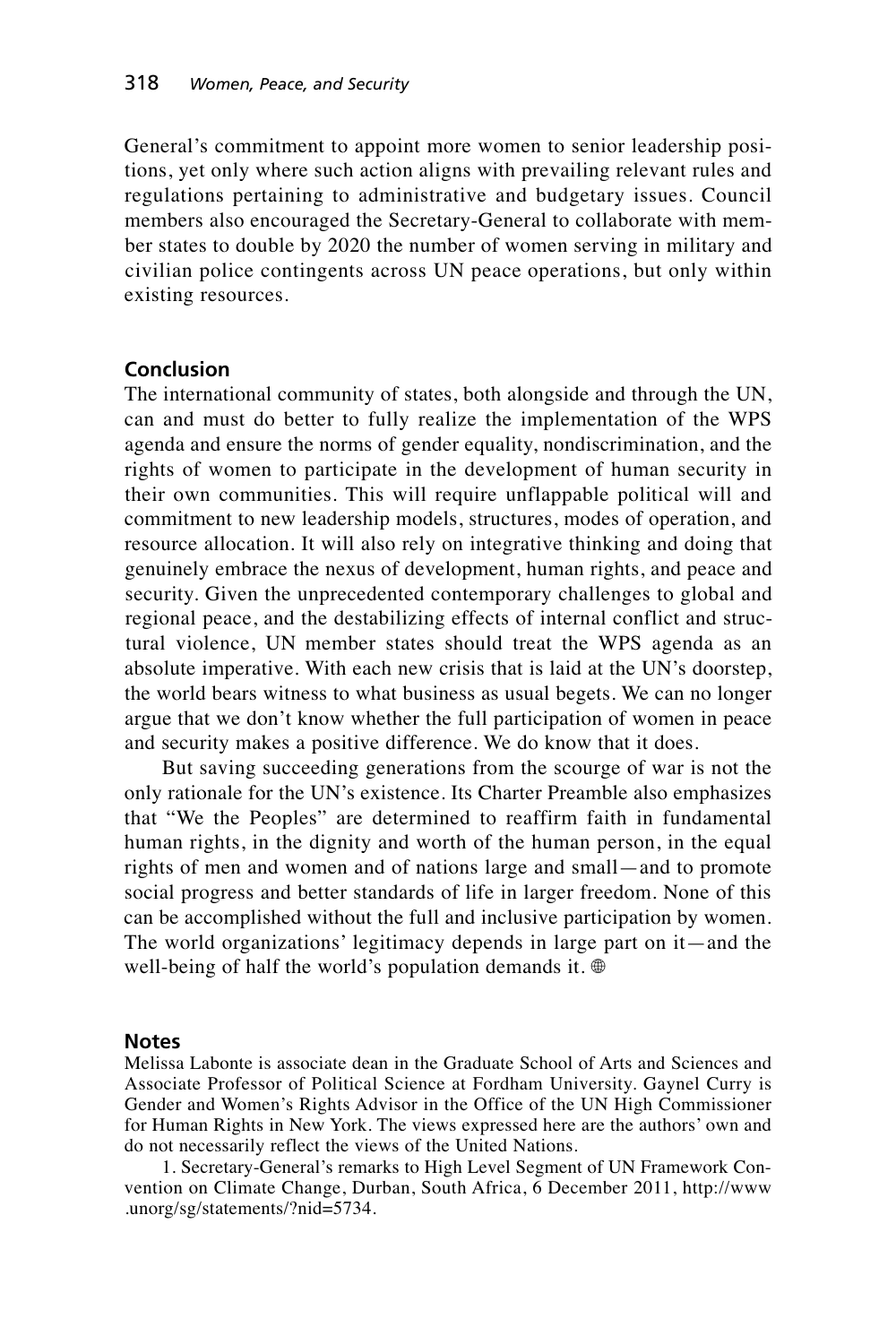General's commitment to appoint more women to senior leadership positions, yet only where such action aligns with prevailing relevant rules and regulations pertaining to administrative and budgetary issues. Council members also encouraged the Secretary-General to collaborate with member states to double by 2020 the number of women serving in military and civilian police contingents across UN peace operations, but only within existing resources.

## Conclusion

The international community of states, both alongside and through the UN, can and must do better to fully realize the implementation of the WPS agenda and ensure the norms of gender equality, nondiscrimination, and the rights of women to participate in the development of human security in their own communities. This will require unflappable political will and commitment to new leadership models, structures, modes of operation, and resource allocation. It will also rely on integrative thinking and doing that genuinely embrace the nexus of development, human rights, and peace and security. Given the unprecedented contemporary challenges to global and regional peace, and the destabilizing effects of internal conflict and structural violence, UN member states should treat the WPS agenda as an absolute imperative. With each new crisis that is laid at the UN's doorstep, the world bears witness to what business as usual begets. We can no longer argue that we don't know whether the full participation of women in peace and security makes a positive difference. We do know that it does.

But saving succeeding generations from the scourge of war is not the only rationale for the UN's existence. Its Charter Preamble also emphasizes that "We the Peoples" are determined to reaffirm faith in fundamental human rights, in the dignity and worth of the human person, in the equal rights of men and women and of nations large and small—and to promote social progress and better standards of life in larger freedom. None of this can be accomplished without the full and inclusive participation by women. The world organizations' legitimacy depends in large part on it—and the well-being of half the world's population demands it. ⊕

## Notes

Melissa Labonte is associate dean in the Graduate School of Arts and Sciences and Associate Professor of Political Science at Fordham University. Gaynel Curry is Gender and Women's Rights Advisor in the Office of the UN High Commissioner for Human Rights in New York. The views expressed here are the authors' own and do not necessarily reflect the views of the United Nations.

1. Secretary-General's remarks to High Level Segment of UN Framework Convention on Climate Change, Durban, South Africa, 6 December 2011, http://www.unorg/sg/statements/?nid=5734.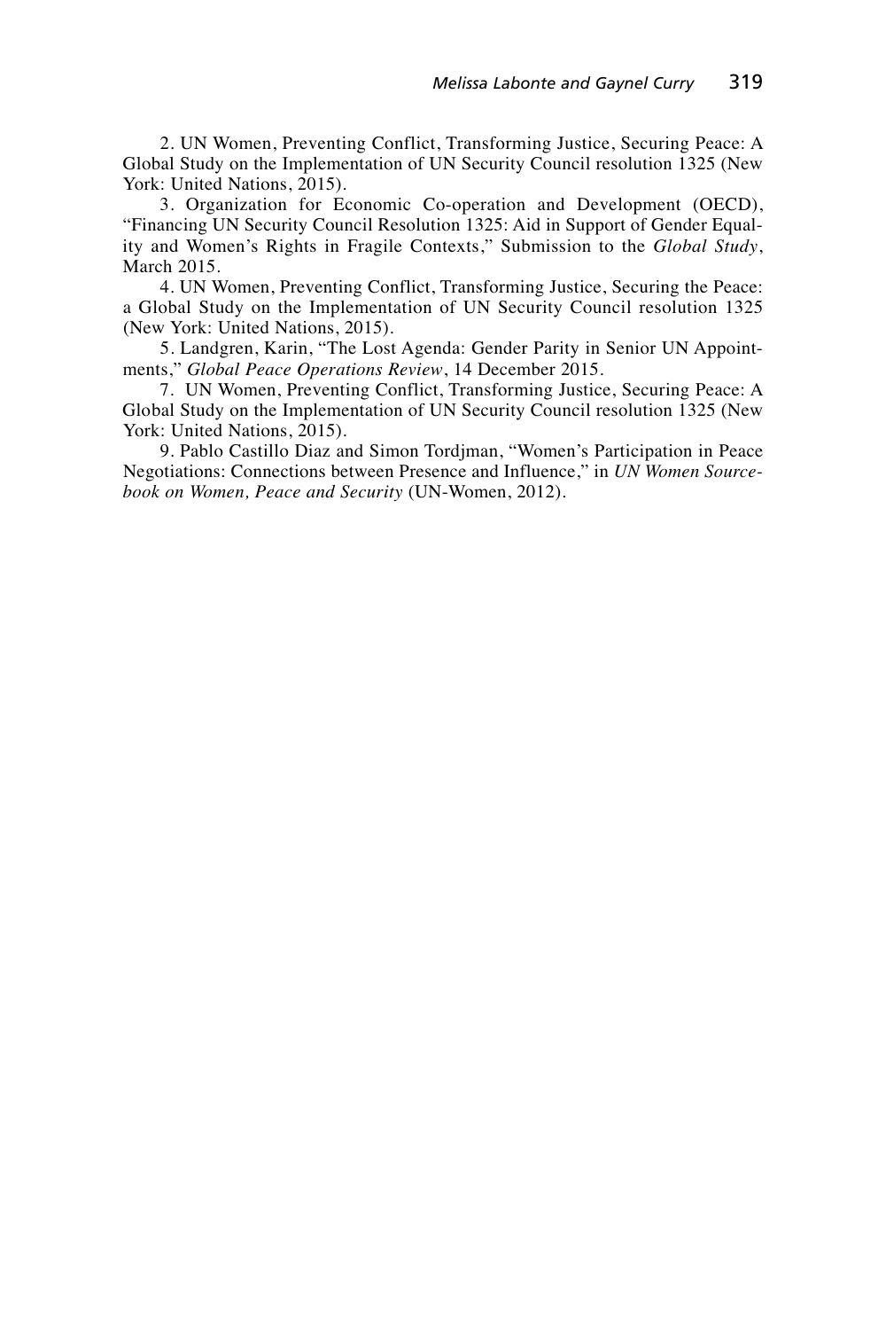2. UN Women, Preventing Conflict, Transforming Justice, Securing Peace: A Global Study on the Implementation of UN Security Council resolution 1325 (New York: United Nations, 2015).

3. Organization for Economic Co-operation and Development (OECD), "Financing UN Security Council Resolution 1325: Aid in Support of Gender Equality and Women's Rights in Fragile Contexts," Submission to the *Global Study*, March 2015.

4. UN Women, Preventing Conflict, Transforming Justice, Securing the Peace: a Global Study on the Implementation of UN Security Council resolution 1325 (New York: United Nations, 2015).

5. Landgren, Karin, "The Lost Agenda: Gender Parity in Senior UN Appointments," *Global Peace Operations Review*, 14 December 2015.

7. UN Women, Preventing Conflict, Transforming Justice, Securing Peace: A Global Study on the Implementation of UN Security Council resolution 1325 (New York: United Nations, 2015).

9. Pablo Castillo Diaz and Simon Tordjman, "Women's Participation in Peace Negotiations: Connections between Presence and Influence," in *UN Women Sourcebook on Women, Peace and Security* (UN-Women, 2012).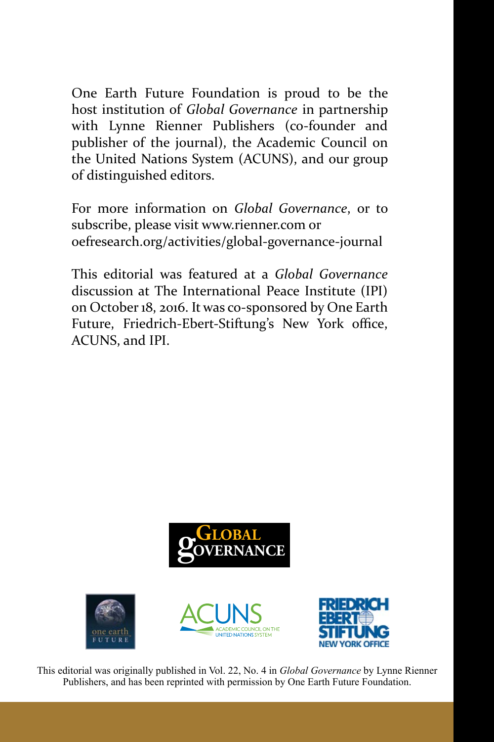One Earth Future Foundation is proud to be the host institution of *Global Governance* in partnership with Lynne Rienner Publishers (co-founder and publisher of the journal), the Academic Council on the United Nations System (ACUNS), and our group of distinguished editors.

For more information on *Global Governance*, or to subscribe, please visit www.rienner.com or oefresearch.org/activities/global-governance-journal

This editorial was featured at a *Global Governance* discussion at The International Peace Institute (IPI) on October 18, 2016. It was co-sponsored by One Earth Future, Friedrich-Ebert-Stiftung's New York office, ACUNS, and IPI.

GLOBAL GOVERNANCE

one earth FUTURE

ACUNS ACADEMIC COUNCIL ON THE UNITED NATIONS SYSTEM

FRIEDRICH EBERT STIFTUNG NEW YORK OFFICE

This editorial was originally published in Vol. 22, No. 4 in *Global Governance* by Lynne Rienner Publishers, and has been reprinted with permission by One Earth Future Foundation.